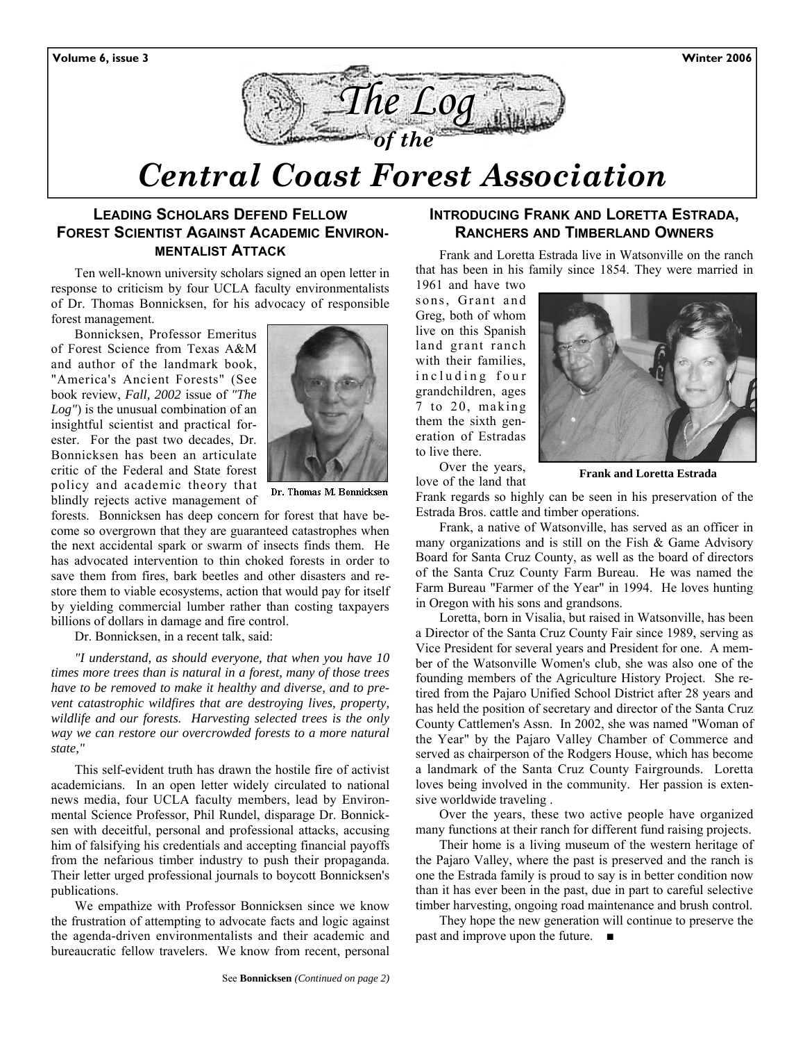# The Log of the Central Coast Forest Association

## Leading Scholars Defend Fellow Forest Scientist Against Academic Environmentalist Attack

Ten well-known university scholars signed an open letter in response to criticism by four UCLA faculty environmentalists of Dr. Thomas Bonnicksen, for his advocacy of responsible forest management.

Bonnicksen, Professor Emeritus of Forest Science from Texas A&M and author of the landmark book, "America's Ancient Forests" (See book review, *Fall, 2002* issue of *"The Log"*) is the unusual combination of an insightful scientist and practical forester. For the past two decades, Dr. Bonnicksen has been an articulate critic of the Federal and State forest policy and academic theory that blindly rejects active management of forests. Bonnicksen has deep concern for forest that have become so overgrown that they are guaranteed catastrophes when the next accidental spark or swarm of insects finds them. He has advocated intervention to thin choked forests in order to save them from fires, bark beetles and other disasters and restore them to viable ecosystems, action that would pay for itself by yielding commercial lumber rather than costing taxpayers billions of dollars in damage and fire control.

Dr. Thomas M. Bonnicksen

Dr. Bonnicksen, in a recent talk, said:

*"I understand, as should everyone, that when you have 10 times more trees than is natural in a forest, many of those trees have to be removed to make it healthy and diverse, and to prevent catastrophic wildfires that are destroying lives, property, wildlife and our forests. Harvesting selected trees is the only way we can restore our overcrowded forests to a more natural state,"*

This self-evident truth has drawn the hostile fire of activist academicians. In an open letter widely circulated to national news media, four UCLA faculty members, lead by Environmental Science Professor, Phil Rundel, disparage Dr. Bonnicksen with deceitful, personal and professional attacks, accusing him of falsifying his credentials and accepting financial payoffs from the nefarious timber industry to push their propaganda. Their letter urged professional journals to boycott Bonnicksen's publications.

We empathize with Professor Bonnicksen since we know the frustration of attempting to advocate facts and logic against the agenda-driven environmentalists and their academic and bureaucratic fellow travelers. We know from recent, personal

See **Bonnicksen** *(Continued on page 2)*

## Introducing Frank and Loretta Estrada, Ranchers and Timberland Owners

Frank and Loretta Estrada live in Watsonville on the ranch that has been in his family since 1854. They were married in 1961 and have two sons, Grant and Greg, both of whom live on this Spanish land grant ranch with their families, including four grandchildren, ages 7 to 20, making them the sixth generation of Estradas to live there.

**Frank and Loretta Estrada**

Over the years, love of the land that Frank regards so highly can be seen in his preservation of the Estrada Bros. cattle and timber operations.

Frank, a native of Watsonville, has served as an officer in many organizations and is still on the Fish & Game Advisory Board for Santa Cruz County, as well as the board of directors of the Santa Cruz County Farm Bureau. He was named the Farm Bureau "Farmer of the Year" in 1994. He loves hunting in Oregon with his sons and grandsons.

Loretta, born in Visalia, but raised in Watsonville, has been a Director of the Santa Cruz County Fair since 1989, serving as Vice President for several years and President for one. A member of the Watsonville Women's club, she was also one of the founding members of the Agriculture History Project. She retired from the Pajaro Unified School District after 28 years and has held the position of secretary and director of the Santa Cruz County Cattlemen's Assn. In 2002, she was named "Woman of the Year" by the Pajaro Valley Chamber of Commerce and served as chairperson of the Rodgers House, which has become a landmark of the Santa Cruz County Fairgrounds. Loretta loves being involved in the community. Her passion is extensive worldwide traveling .

Over the years, these two active people have organized many functions at their ranch for different fund raising projects.

Their home is a living museum of the western heritage of the Pajaro Valley, where the past is preserved and the ranch is one the Estrada family is proud to say is in better condition now than it has ever been in the past, due in part to careful selective timber harvesting, ongoing road maintenance and brush control.

They hope the new generation will continue to preserve the past and improve upon the future. ■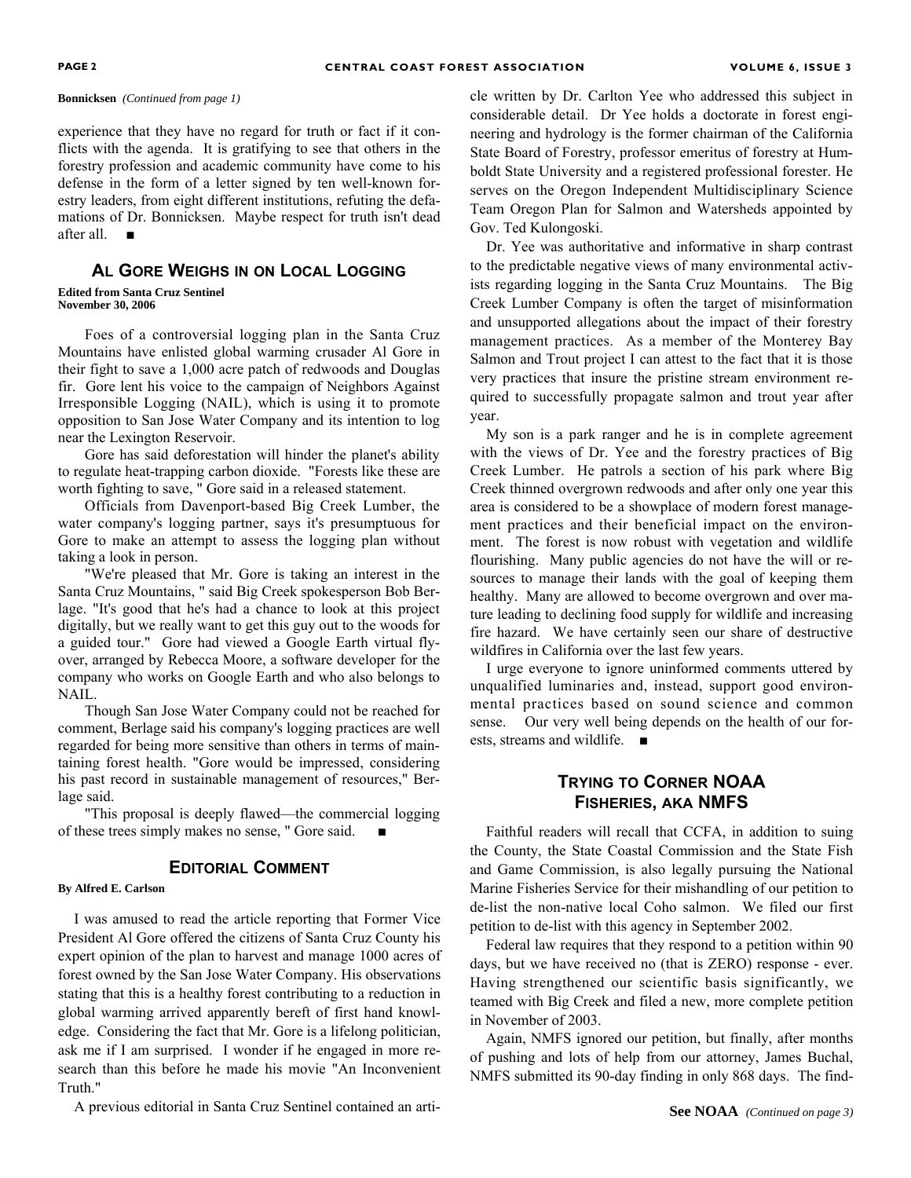**Bonnicksen** *(Continued from page 1)*

experience that they have no regard for truth or fact if it conflicts with the agenda. It is gratifying to see that others in the forestry profession and academic community have come to his defense in the form of a letter signed by ten well-known forestry leaders, from eight different institutions, refuting the defamations of Dr. Bonnicksen. Maybe respect for truth isn't dead after all. ■

## Al Gore Weighs in on Local Logging

**Edited from Santa Cruz Sentinel**
**November 30, 2006**

Foes of a controversial logging plan in the Santa Cruz Mountains have enlisted global warming crusader Al Gore in their fight to save a 1,000 acre patch of redwoods and Douglas fir. Gore lent his voice to the campaign of Neighbors Against Irresponsible Logging (NAIL), which is using it to promote opposition to San Jose Water Company and its intention to log near the Lexington Reservoir.

Gore has said deforestation will hinder the planet's ability to regulate heat-trapping carbon dioxide. "Forests like these are worth fighting to save, " Gore said in a released statement.

Officials from Davenport-based Big Creek Lumber, the water company's logging partner, says it's presumptuous for Gore to make an attempt to assess the logging plan without taking a look in person.

"We're pleased that Mr. Gore is taking an interest in the Santa Cruz Mountains, " said Big Creek spokesperson Bob Berlage. "It's good that he's had a chance to look at this project digitally, but we really want to get this guy out to the woods for a guided tour." Gore had viewed a Google Earth virtual flyover, arranged by Rebecca Moore, a software developer for the company who works on Google Earth and who also belongs to NAIL.

Though San Jose Water Company could not be reached for comment, Berlage said his company's logging practices are well regarded for being more sensitive than others in terms of maintaining forest health. "Gore would be impressed, considering his past record in sustainable management of resources," Berlage said.

"This proposal is deeply flawed—the commercial logging of these trees simply makes no sense, " Gore said. ■

## Editorial Comment

**By Alfred E. Carlson**

I was amused to read the article reporting that Former Vice President Al Gore offered the citizens of Santa Cruz County his expert opinion of the plan to harvest and manage 1000 acres of forest owned by the San Jose Water Company. His observations stating that this is a healthy forest contributing to a reduction in global warming arrived apparently bereft of first hand knowledge. Considering the fact that Mr. Gore is a lifelong politician, ask me if I am surprised. I wonder if he engaged in more research than this before he made his movie "An Inconvenient Truth."

A previous editorial in Santa Cruz Sentinel contained an article written by Dr. Carlton Yee who addressed this subject in considerable detail. Dr Yee holds a doctorate in forest engineering and hydrology is the former chairman of the California State Board of Forestry, professor emeritus of forestry at Humboldt State University and a registered professional forester. He serves on the Oregon Independent Multidisciplinary Science Team Oregon Plan for Salmon and Watersheds appointed by Gov. Ted Kulongoski.

Dr. Yee was authoritative and informative in sharp contrast to the predictable negative views of many environmental activists regarding logging in the Santa Cruz Mountains. The Big Creek Lumber Company is often the target of misinformation and unsupported allegations about the impact of their forestry management practices. As a member of the Monterey Bay Salmon and Trout project I can attest to the fact that it is those very practices that insure the pristine stream environment required to successfully propagate salmon and trout year after year.

My son is a park ranger and he is in complete agreement with the views of Dr. Yee and the forestry practices of Big Creek Lumber. He patrols a section of his park where Big Creek thinned overgrown redwoods and after only one year this area is considered to be a showplace of modern forest management practices and their beneficial impact on the environment. The forest is now robust with vegetation and wildlife flourishing. Many public agencies do not have the will or resources to manage their lands with the goal of keeping them healthy. Many are allowed to become overgrown and over mature leading to declining food supply for wildlife and increasing fire hazard. We have certainly seen our share of destructive wildfires in California over the last few years.

I urge everyone to ignore uninformed comments uttered by unqualified luminaries and, instead, support good environmental practices based on sound science and common sense. Our very well being depends on the health of our forests, streams and wildlife. ■

## Trying to Corner NOAA Fisheries, aka NMFS

Faithful readers will recall that CCFA, in addition to suing the County, the State Coastal Commission and the State Fish and Game Commission, is also legally pursuing the National Marine Fisheries Service for their mishandling of our petition to de-list the non-native local Coho salmon. We filed our first petition to de-list with this agency in September 2002.

Federal law requires that they respond to a petition within 90 days, but we have received no (that is ZERO) response - ever. Having strengthened our scientific basis significantly, we teamed with Big Creek and filed a new, more complete petition in November of 2003.

Again, NMFS ignored our petition, but finally, after months of pushing and lots of help from our attorney, James Buchal, NMFS submitted its 90-day finding in only 868 days. The find-

**See NOAA** *(Continued on page 3)*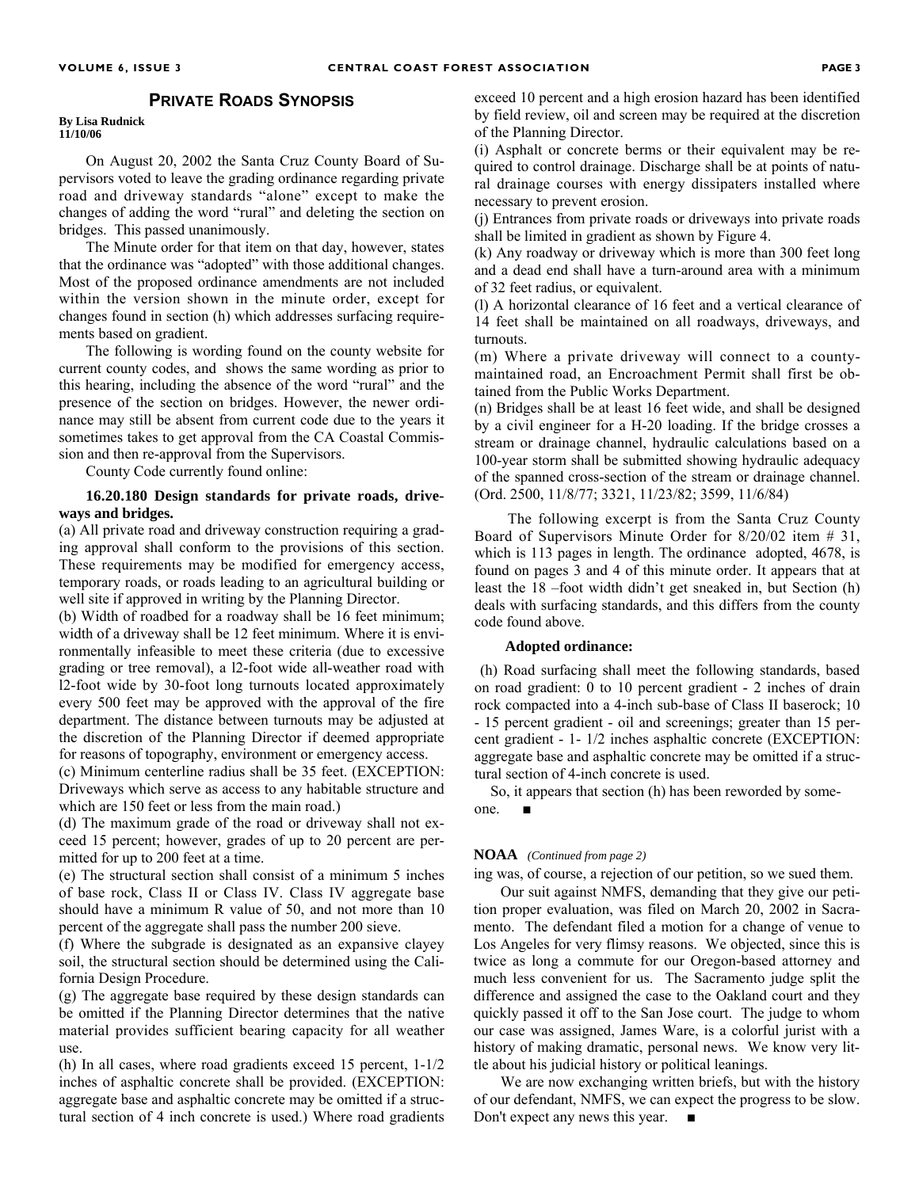## Private Roads Synopsis

**By Lisa Rudnick**
**11/10/06**

On August 20, 2002 the Santa Cruz County Board of Supervisors voted to leave the grading ordinance regarding private road and driveway standards "alone" except to make the changes of adding the word "rural" and deleting the section on bridges. This passed unanimously.

The Minute order for that item on that day, however, states that the ordinance was "adopted" with those additional changes. Most of the proposed ordinance amendments are not included within the version shown in the minute order, except for changes found in section (h) which addresses surfacing requirements based on gradient.

The following is wording found on the county website for current county codes, and shows the same wording as prior to this hearing, including the absence of the word "rural" and the presence of the section on bridges. However, the newer ordinance may still be absent from current code due to the years it sometimes takes to get approval from the CA Coastal Commission and then re-approval from the Supervisors.

County Code currently found online:

**16.20.180 Design standards for private roads, driveways and bridges.**

(a) All private road and driveway construction requiring a grading approval shall conform to the provisions of this section. These requirements may be modified for emergency access, temporary roads, or roads leading to an agricultural building or well site if approved in writing by the Planning Director.

(b) Width of roadbed for a roadway shall be 16 feet minimum; width of a driveway shall be 12 feet minimum. Where it is environmentally infeasible to meet these criteria (due to excessive grading or tree removal), a l2-foot wide all-weather road with l2-foot wide by 30-foot long turnouts located approximately every 500 feet may be approved with the approval of the fire department. The distance between turnouts may be adjusted at the discretion of the Planning Director if deemed appropriate for reasons of topography, environment or emergency access.

(c) Minimum centerline radius shall be 35 feet. (EXCEPTION: Driveways which serve as access to any habitable structure and which are 150 feet or less from the main road.)

(d) The maximum grade of the road or driveway shall not exceed 15 percent; however, grades of up to 20 percent are permitted for up to 200 feet at a time.

(e) The structural section shall consist of a minimum 5 inches of base rock, Class II or Class IV. Class IV aggregate base should have a minimum R value of 50, and not more than 10 percent of the aggregate shall pass the number 200 sieve.

(f) Where the subgrade is designated as an expansive clayey soil, the structural section should be determined using the California Design Procedure.

(g) The aggregate base required by these design standards can be omitted if the Planning Director determines that the native material provides sufficient bearing capacity for all weather use.

(h) In all cases, where road gradients exceed 15 percent, 1-1/2 inches of asphaltic concrete shall be provided. (EXCEPTION: aggregate base and asphaltic concrete may be omitted if a structural section of 4 inch concrete is used.) Where road gradients exceed 10 percent and a high erosion hazard has been identified by field review, oil and screen may be required at the discretion of the Planning Director.

(i) Asphalt or concrete berms or their equivalent may be required to control drainage. Discharge shall be at points of natural drainage courses with energy dissipaters installed where necessary to prevent erosion.

(j) Entrances from private roads or driveways into private roads shall be limited in gradient as shown by Figure 4.

(k) Any roadway or driveway which is more than 300 feet long and a dead end shall have a turn-around area with a minimum of 32 feet radius, or equivalent.

(l) A horizontal clearance of 16 feet and a vertical clearance of 14 feet shall be maintained on all roadways, driveways, and turnouts.

(m) Where a private driveway will connect to a county-maintained road, an Encroachment Permit shall first be obtained from the Public Works Department.

(n) Bridges shall be at least 16 feet wide, and shall be designed by a civil engineer for a H-20 loading. If the bridge crosses a stream or drainage channel, hydraulic calculations based on a 100-year storm shall be submitted showing hydraulic adequacy of the spanned cross-section of the stream or drainage channel. (Ord. 2500, 11/8/77; 3321, 11/23/82; 3599, 11/6/84)

The following excerpt is from the Santa Cruz County Board of Supervisors Minute Order for 8/20/02 item # 31, which is 113 pages in length. The ordinance adopted, 4678, is found on pages 3 and 4 of this minute order. It appears that at least the 18 –foot width didn't get sneaked in, but Section (h) deals with surfacing standards, and this differs from the county code found above.

**Adopted ordinance:**

(h) Road surfacing shall meet the following standards, based on road gradient: 0 to 10 percent gradient - 2 inches of drain rock compacted into a 4-inch sub-base of Class II baserock; 10 - 15 percent gradient - oil and screenings; greater than 15 percent gradient - 1- 1/2 inches asphaltic concrete (EXCEPTION: aggregate base and asphaltic concrete may be omitted if a structural section of 4-inch concrete is used.

So, it appears that section (h) has been reworded by someone. ■

**NOAA** *(Continued from page 2)*

ing was, of course, a rejection of our petition, so we sued them.

Our suit against NMFS, demanding that they give our petition proper evaluation, was filed on March 20, 2002 in Sacramento. The defendant filed a motion for a change of venue to Los Angeles for very flimsy reasons. We objected, since this is twice as long a commute for our Oregon-based attorney and much less convenient for us. The Sacramento judge split the difference and assigned the case to the Oakland court and they quickly passed it off to the San Jose court. The judge to whom our case was assigned, James Ware, is a colorful jurist with a history of making dramatic, personal news. We know very little about his judicial history or political leanings.

We are now exchanging written briefs, but with the history of our defendant, NMFS, we can expect the progress to be slow. Don't expect any news this year. ■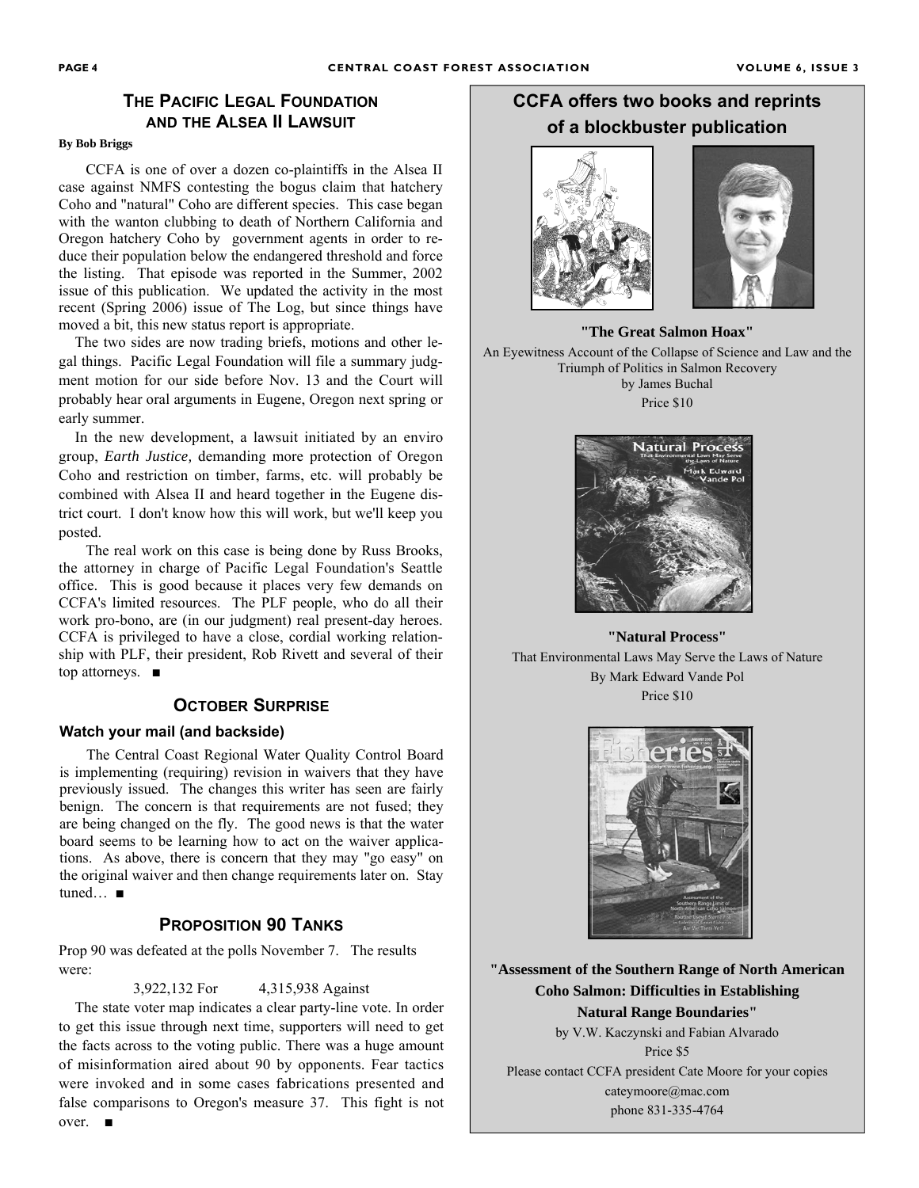## The Pacific Legal Foundation and the Alsea II Lawsuit

**By Bob Briggs**

CCFA is one of over a dozen co-plaintiffs in the Alsea II case against NMFS contesting the bogus claim that hatchery Coho and "natural" Coho are different species. This case began with the wanton clubbing to death of Northern California and Oregon hatchery Coho by government agents in order to reduce their population below the endangered threshold and force the listing. That episode was reported in the Summer, 2002 issue of this publication. We updated the activity in the most recent (Spring 2006) issue of The Log, but since things have moved a bit, this new status report is appropriate.

The two sides are now trading briefs, motions and other legal things. Pacific Legal Foundation will file a summary judgment motion for our side before Nov. 13 and the Court will probably hear oral arguments in Eugene, Oregon next spring or early summer.

In the new development, a lawsuit initiated by an enviro group, *Earth Justice,* demanding more protection of Oregon Coho and restriction on timber, farms, etc. will probably be combined with Alsea II and heard together in the Eugene district court. I don't know how this will work, but we'll keep you posted.

The real work on this case is being done by Russ Brooks, the attorney in charge of Pacific Legal Foundation's Seattle office. This is good because it places very few demands on CCFA's limited resources. The PLF people, who do all their work pro-bono, are (in our judgment) real present-day heroes. CCFA is privileged to have a close, cordial working relationship with PLF, their president, Rob Rivett and several of their top attorneys. ■

## October Surprise

### Watch your mail (and backside)

The Central Coast Regional Water Quality Control Board is implementing (requiring) revision in waivers that they have previously issued. The changes this writer has seen are fairly benign. The concern is that requirements are not fused; they are being changed on the fly. The good news is that the water board seems to be learning how to act on the waiver applications. As above, there is concern that they may "go easy" on the original waiver and then change requirements later on. Stay tuned… ■

## Proposition 90 Tanks

Prop 90 was defeated at the polls November 7. The results were:

3,922,132 For 4,315,938 Against

The state voter map indicates a clear party-line vote. In order to get this issue through next time, supporters will need to get the facts across to the voting public. There was a huge amount of misinformation aired about 90 by opponents. Fear tactics were invoked and in some cases fabrications presented and false comparisons to Oregon's measure 37. This fight is not over. ■

## CCFA offers two books and reprints of a blockbuster publication

**"The Great Salmon Hoax"**

An Eyewitness Account of the Collapse of Science and Law and the Triumph of Politics in Salmon Recovery
by James Buchal
Price $10

**"Natural Process"**

That Environmental Laws May Serve the Laws of Nature
By Mark Edward Vande Pol
Price $10

**"Assessment of the Southern Range of North American Coho Salmon: Difficulties in Establishing Natural Range Boundaries"**

by V.W. Kaczynski and Fabian Alvarado
Price $5

Please contact CCFA president Cate Moore for your copies
cateymoore@mac.com
phone 831-335-4764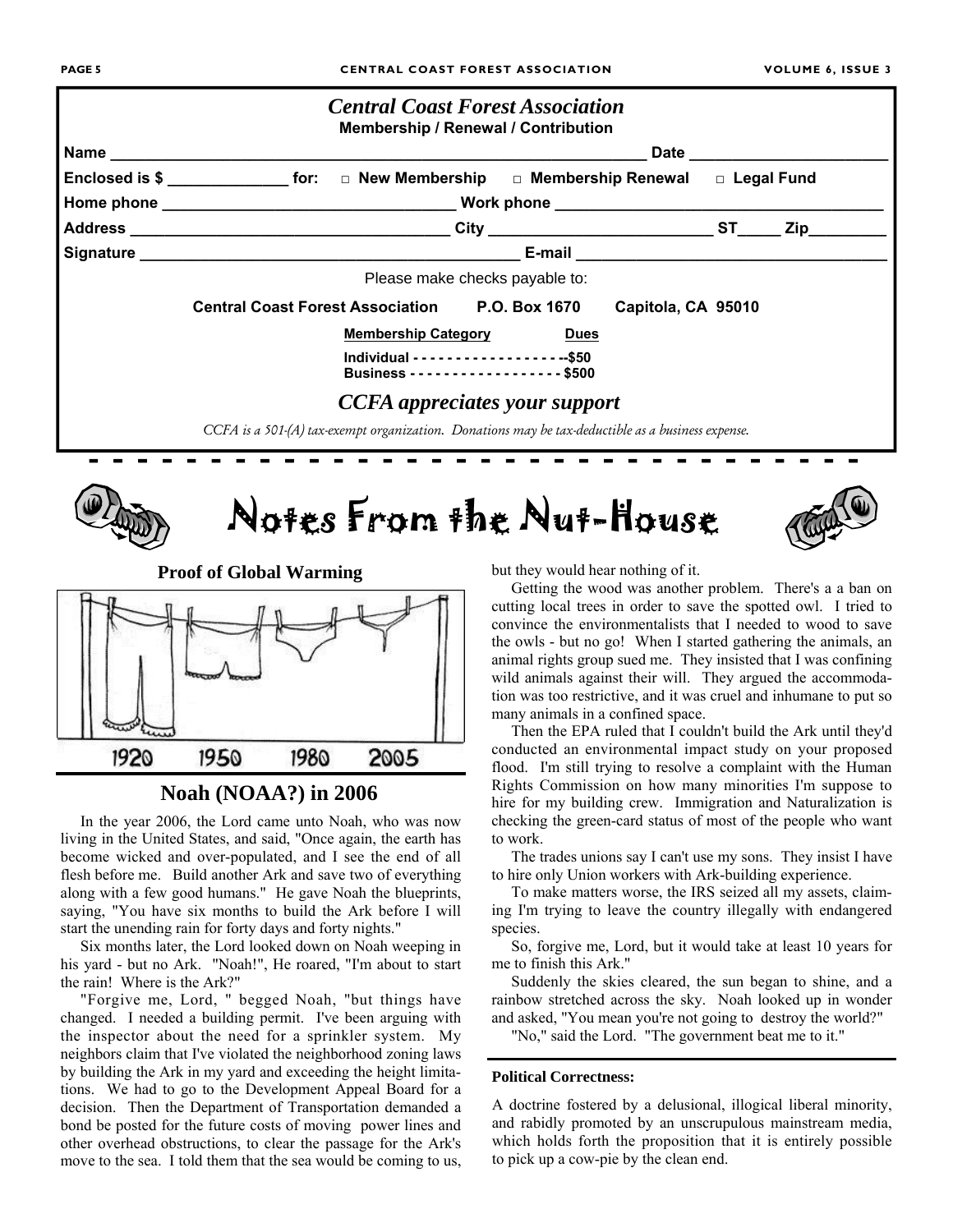## *Central Coast Forest Association*

**Membership / Renewal / Contribution**

**Name** ______________________________ **Date** ______________

**Enclosed is $** ____________ **for:** □ **New Membership** □ **Membership Renewal** □ **Legal Fund**

**Home phone** ______________________ **Work phone** ______________________

**Address** ______________________ **City** ______________ **ST**_____ **Zip**_________

**Signature** ______________________ **E-mail** ______________________

Please make checks payable to:

**Central Coast Forest Association P.O. Box 1670 Capitola, CA 95010**

| Membership Category | Dues |
|---|---|
| Individual | $50 |
| Business | $500 |

### *CCFA appreciates your support*

*CCFA is a 501-(A) tax-exempt organization. Donations may be tax-deductible as a business expense.*

# Notes From the Nut-House

**Proof of Global Warming**

1920 1950 1980 2005

## Noah (NOAA?) in 2006

In the year 2006, the Lord came unto Noah, who was now living in the United States, and said, "Once again, the earth has become wicked and over-populated, and I see the end of all flesh before me. Build another Ark and save two of everything along with a few good humans." He gave Noah the blueprints, saying, "You have six months to build the Ark before I will start the unending rain for forty days and forty nights."

Six months later, the Lord looked down on Noah weeping in his yard - but no Ark. "Noah!", He roared, "I'm about to start the rain! Where is the Ark?"

"Forgive me, Lord, " begged Noah, "but things have changed. I needed a building permit. I've been arguing with the inspector about the need for a sprinkler system. My neighbors claim that I've violated the neighborhood zoning laws by building the Ark in my yard and exceeding the height limitations. We had to go to the Development Appeal Board for a decision. Then the Department of Transportation demanded a bond be posted for the future costs of moving power lines and other overhead obstructions, to clear the passage for the Ark's move to the sea. I told them that the sea would be coming to us, but they would hear nothing of it.

Getting the wood was another problem. There's a a ban on cutting local trees in order to save the spotted owl. I tried to convince the environmentalists that I needed to wood to save the owls - but no go! When I started gathering the animals, an animal rights group sued me. They insisted that I was confining wild animals against their will. They argued the accommodation was too restrictive, and it was cruel and inhumane to put so many animals in a confined space.

Then the EPA ruled that I couldn't build the Ark until they'd conducted an environmental impact study on your proposed flood. I'm still trying to resolve a complaint with the Human Rights Commission on how many minorities I'm suppose to hire for my building crew. Immigration and Naturalization is checking the green-card status of most of the people who want to work.

The trades unions say I can't use my sons. They insist I have to hire only Union workers with Ark-building experience.

To make matters worse, the IRS seized all my assets, claiming I'm trying to leave the country illegally with endangered species.

So, forgive me, Lord, but it would take at least 10 years for me to finish this Ark."

Suddenly the skies cleared, the sun began to shine, and a rainbow stretched across the sky. Noah looked up in wonder and asked, "You mean you're not going to destroy the world?"

"No," said the Lord. "The government beat me to it."

**Political Correctness:**

A doctrine fostered by a delusional, illogical liberal minority, and rabidly promoted by an unscrupulous mainstream media, which holds forth the proposition that it is entirely possible to pick up a cow-pie by the clean end.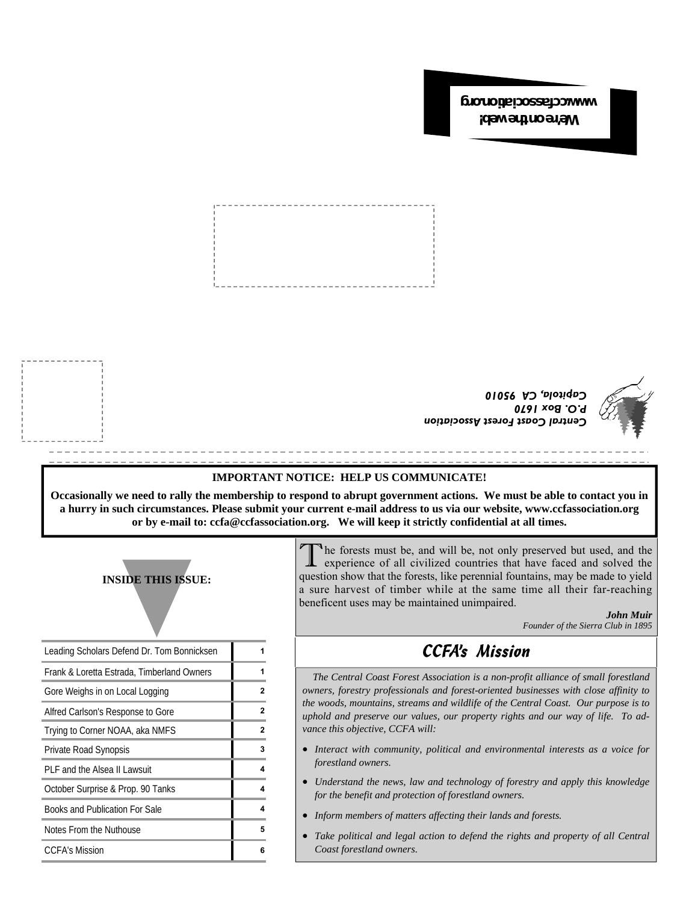**We're on the web!**
**www.ccfassociation.org**

*Central Coast Forest Association*
*P.O. Box 1670*
*Capitola, CA 95010*

**IMPORTANT NOTICE: HELP US COMMUNICATE!**

**Occasionally we need to rally the membership to respond to abrupt government actions. We must be able to contact you in a hurry in such circumstances. Please submit your current e-mail address to us via our website, www.ccfassociation.org or by e-mail to: ccfa@ccfassociation.org. We will keep it strictly confidential at all times.**

**INSIDE THIS ISSUE:**

| | |
|---|---|
| Leading Scholars Defend Dr. Tom Bonnicksen | 1 |
| Frank & Loretta Estrada, Timberland Owners | 1 |
| Gore Weighs in on Local Logging | 2 |
| Alfred Carlson's Response to Gore | 2 |
| Trying to Corner NOAA, aka NMFS | 2 |
| Private Road Synopsis | 3 |
| PLF and the Alsea II Lawsuit | 4 |
| October Surprise & Prop. 90 Tanks | 4 |
| Books and Publication For Sale | 4 |
| Notes From the Nuthouse | 5 |
| CCFA's Mission | 6 |

The forests must be, and will be, not only preserved but used, and the experience of all civilized countries that have faced and solved the question show that the forests, like perennial fountains, may be made to yield a sure harvest of timber while at the same time all their far-reaching beneficent uses may be maintained unimpaired.

***John Muir***
*Founder of the Sierra Club in 1895*

## *CCFA's Mission*

*The Central Coast Forest Association is a non-profit alliance of small forestland owners, forestry professionals and forest-oriented businesses with close affinity to the woods, mountains, streams and wildlife of the Central Coast. Our purpose is to uphold and preserve our values, our property rights and our way of life. To advance this objective, CCFA will:*

- *Interact with community, political and environmental interests as a voice for forestland owners.*
- *Understand the news, law and technology of forestry and apply this knowledge for the benefit and protection of forestland owners.*
- *Inform members of matters affecting their lands and forests.*
- *Take political and legal action to defend the rights and property of all Central Coast forestland owners.*